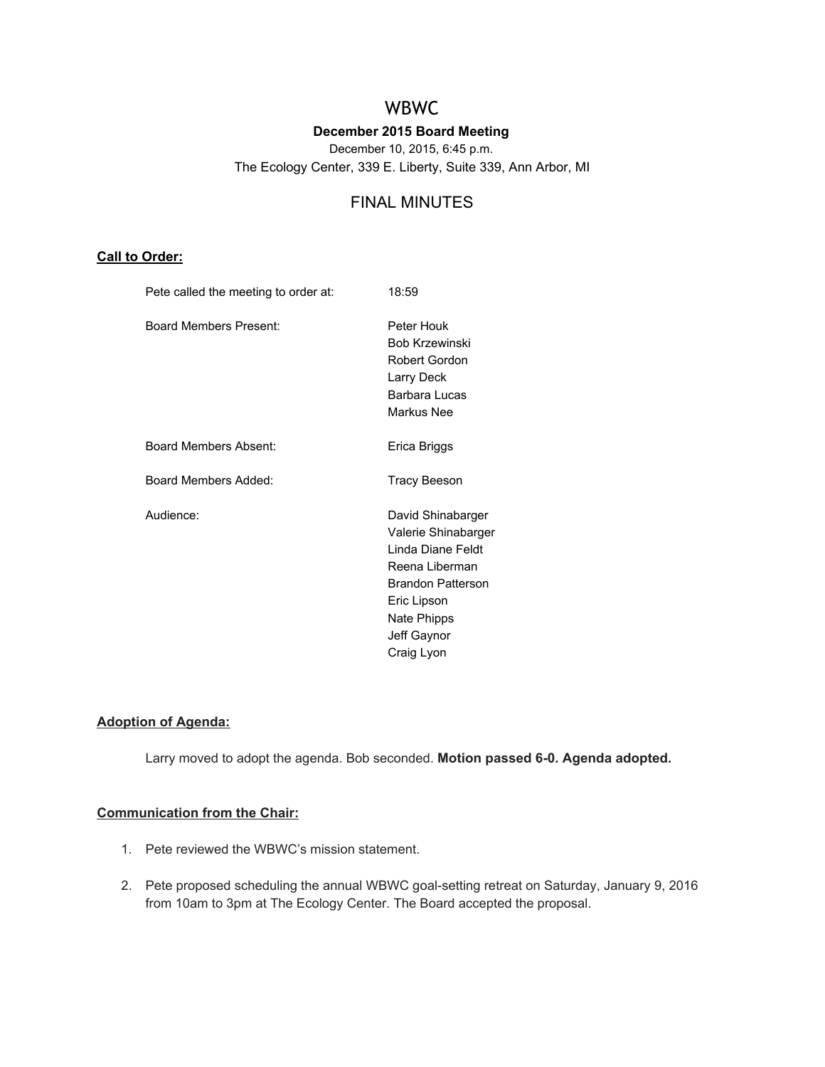# WBWC

**December 2015 Board Meeting**

December 10, 2015, 6:45 p.m.

The Ecology Center, 339 E. Liberty, Suite 339, Ann Arbor, MI

## FINAL MINUTES

### Call to Order:

| | |
|---|---|
| Pete called the meeting to order at: | 18:59 |
| Board Members Present: | Peter Houk<br>Bob Krzewinski<br>Robert Gordon<br>Larry Deck<br>Barbara Lucas<br>Markus Nee |
| Board Members Absent: | Erica Briggs |
| Board Members Added: | Tracy Beeson |
| Audience: | David Shinabarger<br>Valerie Shinabarger<br>Linda Diane Feldt<br>Reena Liberman<br>Brandon Patterson<br>Eric Lipson<br>Nate Phipps<br>Jeff Gaynor<br>Craig Lyon |

### Adoption of Agenda:

Larry moved to adopt the agenda. Bob seconded. **Motion passed 6-0. Agenda adopted.**

### Communication from the Chair:

1. Pete reviewed the WBWC's mission statement.
2. Pete proposed scheduling the annual WBWC goal-setting retreat on Saturday, January 9, 2016 from 10am to 3pm at The Ecology Center. The Board accepted the proposal.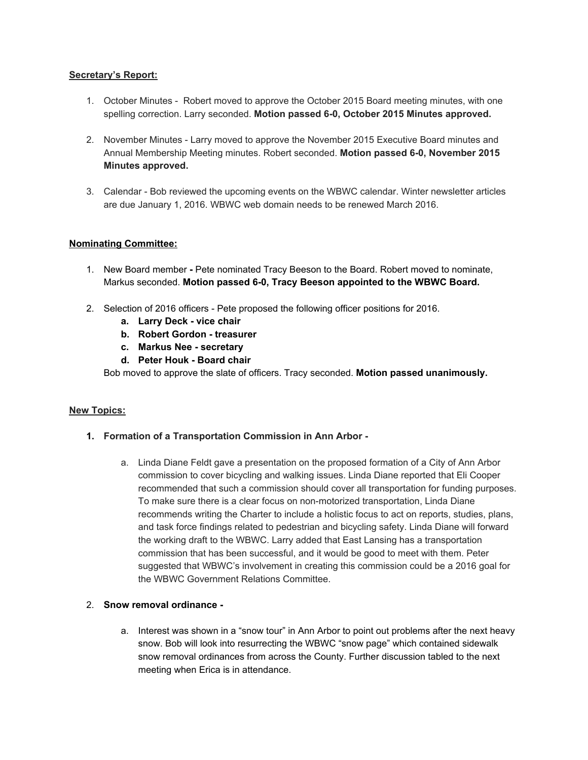**Secretary's Report:**

1. October Minutes - Robert moved to approve the October 2015 Board meeting minutes, with one spelling correction. Larry seconded. **Motion passed 6-0, October 2015 Minutes approved.**

2. November Minutes - Larry moved to approve the November 2015 Executive Board minutes and Annual Membership Meeting minutes. Robert seconded. **Motion passed 6-0, November 2015 Minutes approved.**

3. Calendar - Bob reviewed the upcoming events on the WBWC calendar. Winter newsletter articles are due January 1, 2016. WBWC web domain needs to be renewed March 2016.

**Nominating Committee:**

1. New Board member **-** Pete nominated Tracy Beeson to the Board. Robert moved to nominate, Markus seconded. **Motion passed 6-0, Tracy Beeson appointed to the WBWC Board.**

2. Selection of 2016 officers - Pete proposed the following officer positions for 2016.
   a. **Larry Deck - vice chair**
   b. **Robert Gordon - treasurer**
   c. **Markus Nee - secretary**
   d. **Peter Houk - Board chair**

   Bob moved to approve the slate of officers. Tracy seconded. **Motion passed unanimously.**

**New Topics:**

1. **Formation of a Transportation Commission in Ann Arbor -**

   a. Linda Diane Feldt gave a presentation on the proposed formation of a City of Ann Arbor commission to cover bicycling and walking issues. Linda Diane reported that Eli Cooper recommended that such a commission should cover all transportation for funding purposes. To make sure there is a clear focus on non-motorized transportation, Linda Diane recommends writing the Charter to include a holistic focus to act on reports, studies, plans, and task force findings related to pedestrian and bicycling safety. Linda Diane will forward the working draft to the WBWC. Larry added that East Lansing has a transportation commission that has been successful, and it would be good to meet with them. Peter suggested that WBWC's involvement in creating this commission could be a 2016 goal for the WBWC Government Relations Committee.

2. **Snow removal ordinance -**

   a. Interest was shown in a "snow tour" in Ann Arbor to point out problems after the next heavy snow. Bob will look into resurrecting the WBWC "snow page" which contained sidewalk snow removal ordinances from across the County. Further discussion tabled to the next meeting when Erica is in attendance.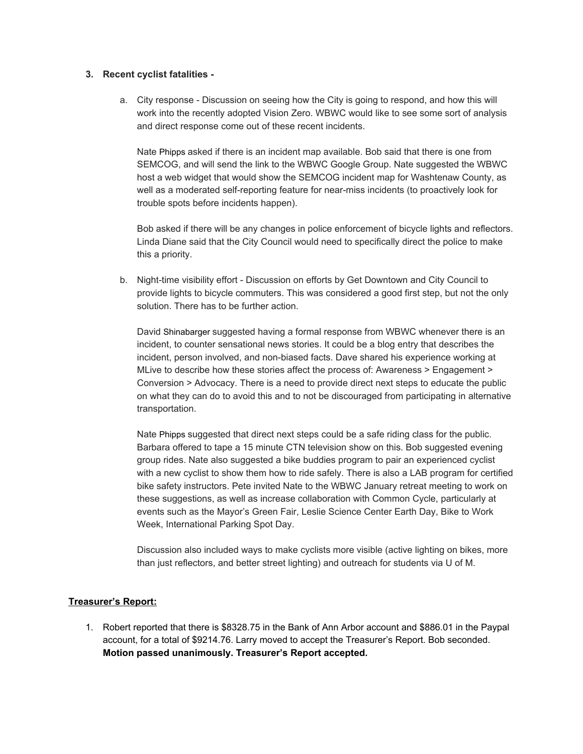3. **Recent cyclist fatalities -**

    a. City response - Discussion on seeing how the City is going to respond, and how this will work into the recently adopted Vision Zero. WBWC would like to see some sort of analysis and direct response come out of these recent incidents.

    Nate Phipps asked if there is an incident map available. Bob said that there is one from SEMCOG, and will send the link to the WBWC Google Group. Nate suggested the WBWC host a web widget that would show the SEMCOG incident map for Washtenaw County, as well as a moderated self-reporting feature for near-miss incidents (to proactively look for trouble spots before incidents happen).

    Bob asked if there will be any changes in police enforcement of bicycle lights and reflectors. Linda Diane said that the City Council would need to specifically direct the police to make this a priority.

    b. Night-time visibility effort - Discussion on efforts by Get Downtown and City Council to provide lights to bicycle commuters. This was considered a good first step, but not the only solution. There has to be further action.

    David Shinabarger suggested having a formal response from WBWC whenever there is an incident, to counter sensational news stories. It could be a blog entry that describes the incident, person involved, and non-biased facts. Dave shared his experience working at MLive to describe how these stories affect the process of: Awareness > Engagement > Conversion > Advocacy. There is a need to provide direct next steps to educate the public on what they can do to avoid this and to not be discouraged from participating in alternative transportation.

    Nate Phipps suggested that direct next steps could be a safe riding class for the public. Barbara offered to tape a 15 minute CTN television show on this. Bob suggested evening group rides. Nate also suggested a bike buddies program to pair an experienced cyclist with a new cyclist to show them how to ride safely. There is also a LAB program for certified bike safety instructors. Pete invited Nate to the WBWC January retreat meeting to work on these suggestions, as well as increase collaboration with Common Cycle, particularly at events such as the Mayor's Green Fair, Leslie Science Center Earth Day, Bike to Work Week, International Parking Spot Day.

    Discussion also included ways to make cyclists more visible (active lighting on bikes, more than just reflectors, and better street lighting) and outreach for students via U of M.

**Treasurer's Report:**

1. Robert reported that there is $8328.75 in the Bank of Ann Arbor account and $886.01 in the Paypal account, for a total of $9214.76. Larry moved to accept the Treasurer's Report. Bob seconded. **Motion passed unanimously. Treasurer's Report accepted.**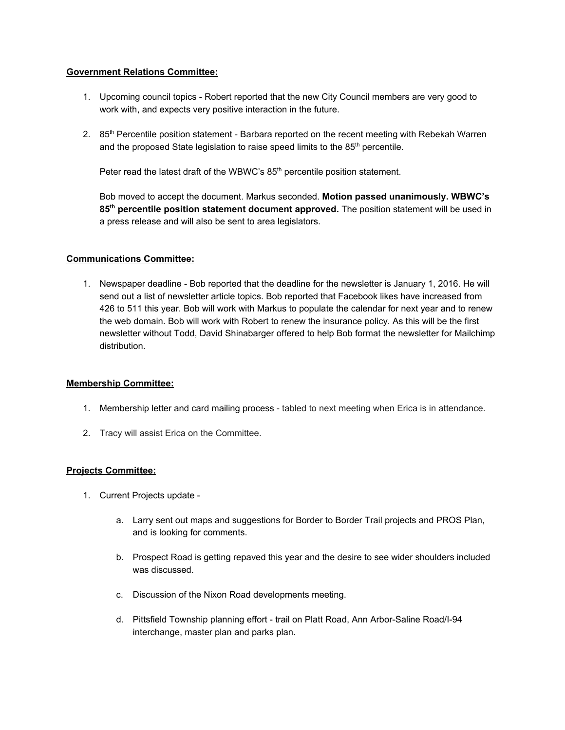**Government Relations Committee:**

1. Upcoming council topics - Robert reported that the new City Council members are very good to work with, and expects very positive interaction in the future.

2. 85th Percentile position statement - Barbara reported on the recent meeting with Rebekah Warren and the proposed State legislation to raise speed limits to the 85th percentile.

   Peter read the latest draft of the WBWC's 85th percentile position statement.

   Bob moved to accept the document. Markus seconded. **Motion passed unanimously. WBWC's 85th percentile position statement document approved.** The position statement will be used in a press release and will also be sent to area legislators.

**Communications Committee:**

1. Newspaper deadline - Bob reported that the deadline for the newsletter is January 1, 2016. He will send out a list of newsletter article topics. Bob reported that Facebook likes have increased from 426 to 511 this year. Bob will work with Markus to populate the calendar for next year and to renew the web domain. Bob will work with Robert to renew the insurance policy. As this will be the first newsletter without Todd, David Shinabarger offered to help Bob format the newsletter for Mailchimp distribution.

**Membership Committee:**

1. Membership letter and card mailing process - tabled to next meeting when Erica is in attendance.

2. Tracy will assist Erica on the Committee.

**Projects Committee:**

1. Current Projects update -

   a. Larry sent out maps and suggestions for Border to Border Trail projects and PROS Plan, and is looking for comments.

   b. Prospect Road is getting repaved this year and the desire to see wider shoulders included was discussed.

   c. Discussion of the Nixon Road developments meeting.

   d. Pittsfield Township planning effort - trail on Platt Road, Ann Arbor-Saline Road/I-94 interchange, master plan and parks plan.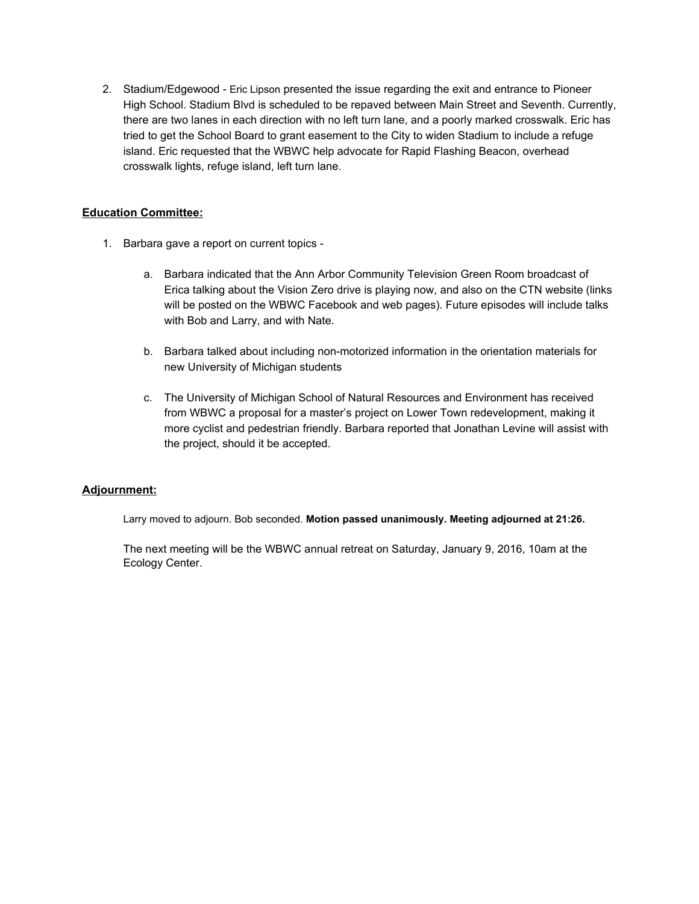2. Stadium/Edgewood - Eric Lipson presented the issue regarding the exit and entrance to Pioneer High School. Stadium Blvd is scheduled to be repaved between Main Street and Seventh. Currently, there are two lanes in each direction with no left turn lane, and a poorly marked crosswalk. Eric has tried to get the School Board to grant easement to the City to widen Stadium to include a refuge island. Eric requested that the WBWC help advocate for Rapid Flashing Beacon, overhead crosswalk lights, refuge island, left turn lane.

**Education Committee:**

1. Barbara gave a report on current topics -

    a. Barbara indicated that the Ann Arbor Community Television Green Room broadcast of Erica talking about the Vision Zero drive is playing now, and also on the CTN website (links will be posted on the WBWC Facebook and web pages). Future episodes will include talks with Bob and Larry, and with Nate.

    b. Barbara talked about including non-motorized information in the orientation materials for new University of Michigan students

    c. The University of Michigan School of Natural Resources and Environment has received from WBWC a proposal for a master's project on Lower Town redevelopment, making it more cyclist and pedestrian friendly. Barbara reported that Jonathan Levine will assist with the project, should it be accepted.

**Adjournment:**

Larry moved to adjourn. Bob seconded. **Motion passed unanimously. Meeting adjourned at 21:26.**

The next meeting will be the WBWC annual retreat on Saturday, January 9, 2016, 10am at the Ecology Center.